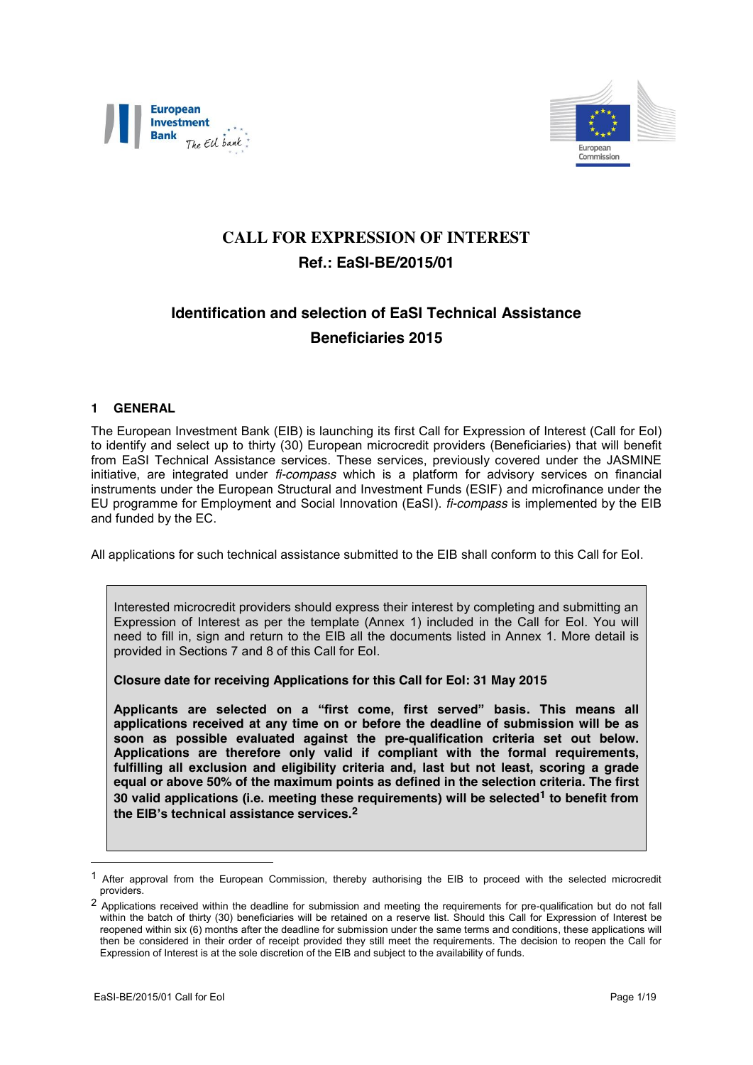# CALL FOR EXPRESSION OF INTEREST

## Ref.: EaSI-BE/2015/01

## Identification and selection of EaSI Technical Assistance Beneficiaries 2015

### 1 GENERAL

The European Investment Bank (EIB) is launching its first Call for Expression of Interest (Call for EoI) to identify and select up to thirty (30) European microcredit providers (Beneficiaries) that will benefit from EaSI Technical Assistance services. These services, previously covered under the JASMINE initiative, are integrated under *fi-compass* which is a platform for advisory services on financial instruments under the European Structural and Investment Funds (ESIF) and microfinance under the EU programme for Employment and Social Innovation (EaSI). *fi-compass* is implemented by the EIB and funded by the EC.

All applications for such technical assistance submitted to the EIB shall conform to this Call for EoI.

> Interested microcredit providers should express their interest by completing and submitting an Expression of Interest as per the template (Annex 1) included in the Call for EoI. You will need to fill in, sign and return to the EIB all the documents listed in Annex 1. More detail is provided in Sections 7 and 8 of this Call for EoI.
>
> **Closure date for receiving Applications for this Call for EoI: 31 May 2015**
>
> **Applicants are selected on a "first come, first served" basis. This means all applications received at any time on or before the deadline of submission will be as soon as possible evaluated against the pre-qualification criteria set out below. Applications are therefore only valid if compliant with the formal requirements, fulfilling all exclusion and eligibility criteria and, last but not least, scoring a grade equal or above 50% of the maximum points as defined in the selection criteria. The first 30 valid applications (i.e. meeting these requirements) will be selected[1] to benefit from the EIB's technical assistance services.[2]**

---

[1] After approval from the European Commission, thereby authorising the EIB to proceed with the selected microcredit providers.

[2] Applications received within the deadline for submission and meeting the requirements for pre-qualification but do not fall within the batch of thirty (30) beneficiaries will be retained on a reserve list. Should this Call for Expression of Interest be reopened within six (6) months after the deadline for submission under the same terms and conditions, these applications will then be considered in their order of receipt provided they still meet the requirements. The decision to reopen the Call for Expression of Interest is at the sole discretion of the EIB and subject to the availability of funds.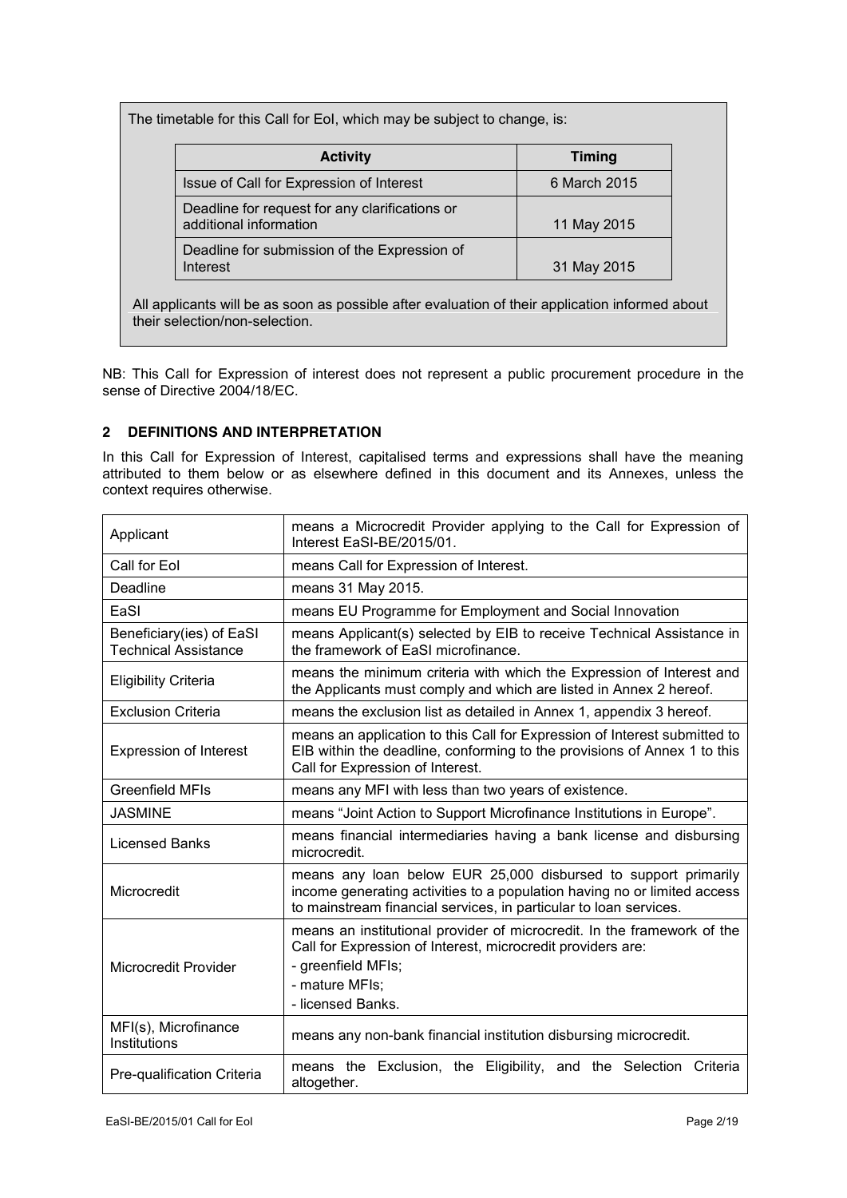The timetable for this Call for EoI, which may be subject to change, is:

| Activity | Timing |
|---|---|
| Issue of Call for Expression of Interest | 6 March 2015 |
| Deadline for request for any clarifications or additional information | 11 May 2015 |
| Deadline for submission of the Expression of Interest | 31 May 2015 |

All applicants will be as soon as possible after evaluation of their application informed about their selection/non-selection.

NB: This Call for Expression of interest does not represent a public procurement procedure in the sense of Directive 2004/18/EC.

## 2 DEFINITIONS AND INTERPRETATION

In this Call for Expression of Interest, capitalised terms and expressions shall have the meaning attributed to them below or as elsewhere defined in this document and its Annexes, unless the context requires otherwise.

| | |
|---|---|
| Applicant | means a Microcredit Provider applying to the Call for Expression of Interest EaSI-BE/2015/01. |
| Call for EoI | means Call for Expression of Interest. |
| Deadline | means 31 May 2015. |
| EaSI | means EU Programme for Employment and Social Innovation |
| Beneficiary(ies) of EaSI Technical Assistance | means Applicant(s) selected by EIB to receive Technical Assistance in the framework of EaSI microfinance. |
| Eligibility Criteria | means the minimum criteria with which the Expression of Interest and the Applicants must comply and which are listed in Annex 2 hereof. |
| Exclusion Criteria | means the exclusion list as detailed in Annex 1, appendix 3 hereof. |
| Expression of Interest | means an application to this Call for Expression of Interest submitted to EIB within the deadline, conforming to the provisions of Annex 1 to this Call for Expression of Interest. |
| Greenfield MFIs | means any MFI with less than two years of existence. |
| JASMINE | means "Joint Action to Support Microfinance Institutions in Europe". |
| Licensed Banks | means financial intermediaries having a bank license and disbursing microcredit. |
| Microcredit | means any loan below EUR 25,000 disbursed to support primarily income generating activities to a population having no or limited access to mainstream financial services, in particular to loan services. |
| Microcredit Provider | means an institutional provider of microcredit. In the framework of the Call for Expression of Interest, microcredit providers are:<br>- greenfield MFIs;<br>- mature MFIs;<br>- licensed Banks. |
| MFI(s), Microfinance Institutions | means any non-bank financial institution disbursing microcredit. |
| Pre-qualification Criteria | means the Exclusion, the Eligibility, and the Selection Criteria altogether. |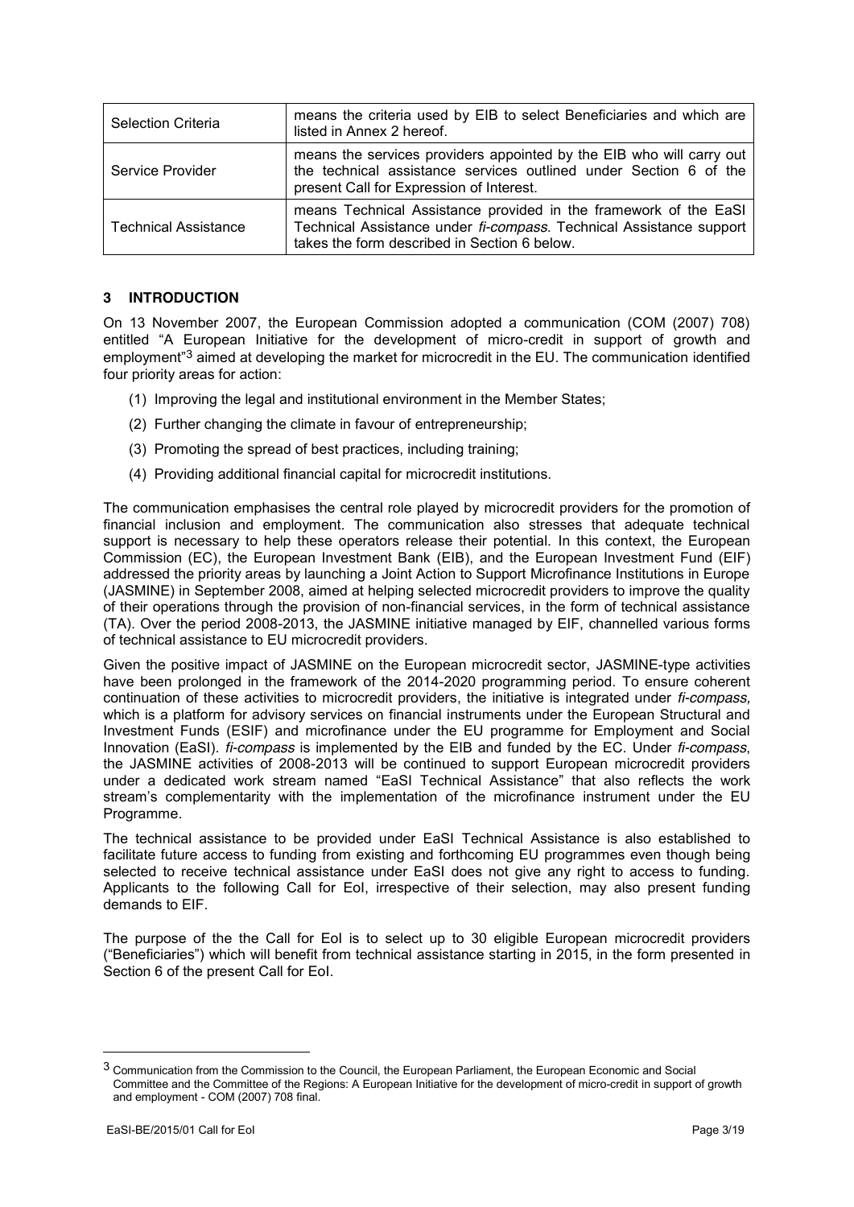| | |
|---|---|
| Selection Criteria | means the criteria used by EIB to select Beneficiaries and which are listed in Annex 2 hereof. |
| Service Provider | means the services providers appointed by the EIB who will carry out the technical assistance services outlined under Section 6 of the present Call for Expression of Interest. |
| Technical Assistance | means Technical Assistance provided in the framework of the EaSI Technical Assistance under *fi-compass*. Technical Assistance support takes the form described in Section 6 below. |

## 3 INTRODUCTION

On 13 November 2007, the European Commission adopted a communication (COM (2007) 708) entitled "A European Initiative for the development of micro-credit in support of growth and employment"[3] aimed at developing the market for microcredit in the EU. The communication identified four priority areas for action:

(1) Improving the legal and institutional environment in the Member States;

(2) Further changing the climate in favour of entrepreneurship;

(3) Promoting the spread of best practices, including training;

(4) Providing additional financial capital for microcredit institutions.

The communication emphasises the central role played by microcredit providers for the promotion of financial inclusion and employment. The communication also stresses that adequate technical support is necessary to help these operators release their potential. In this context, the European Commission (EC), the European Investment Bank (EIB), and the European Investment Fund (EIF) addressed the priority areas by launching a Joint Action to Support Microfinance Institutions in Europe (JASMINE) in September 2008, aimed at helping selected microcredit providers to improve the quality of their operations through the provision of non-financial services, in the form of technical assistance (TA). Over the period 2008-2013, the JASMINE initiative managed by EIF, channelled various forms of technical assistance to EU microcredit providers.

Given the positive impact of JASMINE on the European microcredit sector, JASMINE-type activities have been prolonged in the framework of the 2014-2020 programming period. To ensure coherent continuation of these activities to microcredit providers, the initiative is integrated under *fi-compass,* which is a platform for advisory services on financial instruments under the European Structural and Investment Funds (ESIF) and microfinance under the EU programme for Employment and Social Innovation (EaSI). *fi-compass* is implemented by the EIB and funded by the EC. Under *fi-compass*, the JASMINE activities of 2008-2013 will be continued to support European microcredit providers under a dedicated work stream named "EaSI Technical Assistance" that also reflects the work stream's complementarity with the implementation of the microfinance instrument under the EU Programme.

The technical assistance to be provided under EaSI Technical Assistance is also established to facilitate future access to funding from existing and forthcoming EU programmes even though being selected to receive technical assistance under EaSI does not give any right to access to funding. Applicants to the following Call for EoI, irrespective of their selection, may also present funding demands to EIF.

The purpose of the the Call for EoI is to select up to 30 eligible European microcredit providers ("Beneficiaries") which will benefit from technical assistance starting in 2015, in the form presented in Section 6 of the present Call for EoI.

[3] Communication from the Commission to the Council, the European Parliament, the European Economic and Social Committee and the Committee of the Regions: A European Initiative for the development of micro-credit in support of growth and employment - COM (2007) 708 final.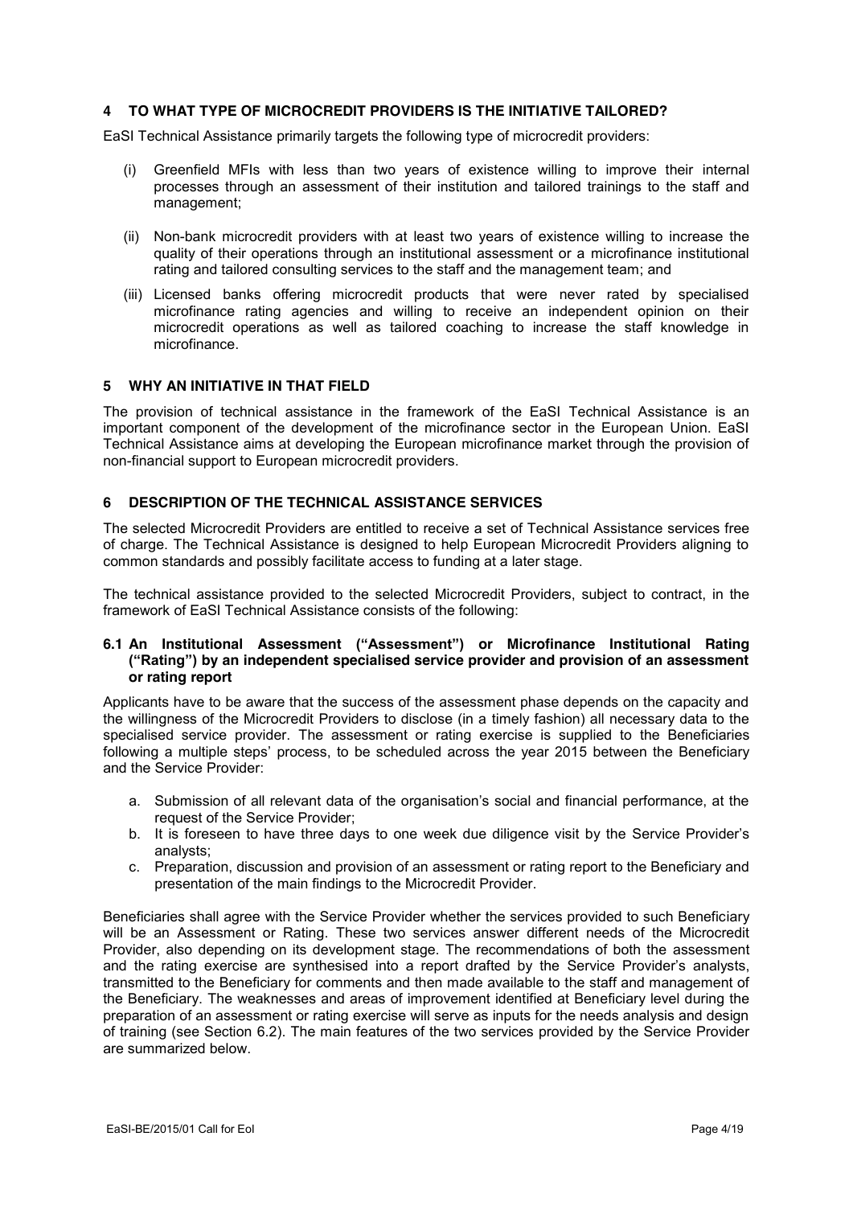## 4 TO WHAT TYPE OF MICROCREDIT PROVIDERS IS THE INITIATIVE TAILORED?

EaSI Technical Assistance primarily targets the following type of microcredit providers:

(i) Greenfield MFIs with less than two years of existence willing to improve their internal processes through an assessment of their institution and tailored trainings to the staff and management;

(ii) Non-bank microcredit providers with at least two years of existence willing to increase the quality of their operations through an institutional assessment or a microfinance institutional rating and tailored consulting services to the staff and the management team; and

(iii) Licensed banks offering microcredit products that were never rated by specialised microfinance rating agencies and willing to receive an independent opinion on their microcredit operations as well as tailored coaching to increase the staff knowledge in microfinance.

## 5 WHY AN INITIATIVE IN THAT FIELD

The provision of technical assistance in the framework of the EaSI Technical Assistance is an important component of the development of the microfinance sector in the European Union. EaSI Technical Assistance aims at developing the European microfinance market through the provision of non-financial support to European microcredit providers.

## 6 DESCRIPTION OF THE TECHNICAL ASSISTANCE SERVICES

The selected Microcredit Providers are entitled to receive a set of Technical Assistance services free of charge. The Technical Assistance is designed to help European Microcredit Providers aligning to common standards and possibly facilitate access to funding at a later stage.

The technical assistance provided to the selected Microcredit Providers, subject to contract, in the framework of EaSI Technical Assistance consists of the following:

### 6.1 An Institutional Assessment ("Assessment") or Microfinance Institutional Rating ("Rating") by an independent specialised service provider and provision of an assessment or rating report

Applicants have to be aware that the success of the assessment phase depends on the capacity and the willingness of the Microcredit Providers to disclose (in a timely fashion) all necessary data to the specialised service provider. The assessment or rating exercise is supplied to the Beneficiaries following a multiple steps' process, to be scheduled across the year 2015 between the Beneficiary and the Service Provider:

a. Submission of all relevant data of the organisation's social and financial performance, at the request of the Service Provider;
b. It is foreseen to have three days to one week due diligence visit by the Service Provider's analysts;
c. Preparation, discussion and provision of an assessment or rating report to the Beneficiary and presentation of the main findings to the Microcredit Provider.

Beneficiaries shall agree with the Service Provider whether the services provided to such Beneficiary will be an Assessment or Rating. These two services answer different needs of the Microcredit Provider, also depending on its development stage. The recommendations of both the assessment and the rating exercise are synthesised into a report drafted by the Service Provider's analysts, transmitted to the Beneficiary for comments and then made available to the staff and management of the Beneficiary. The weaknesses and areas of improvement identified at Beneficiary level during the preparation of an assessment or rating exercise will serve as inputs for the needs analysis and design of training (see Section 6.2). The main features of the two services provided by the Service Provider are summarized below.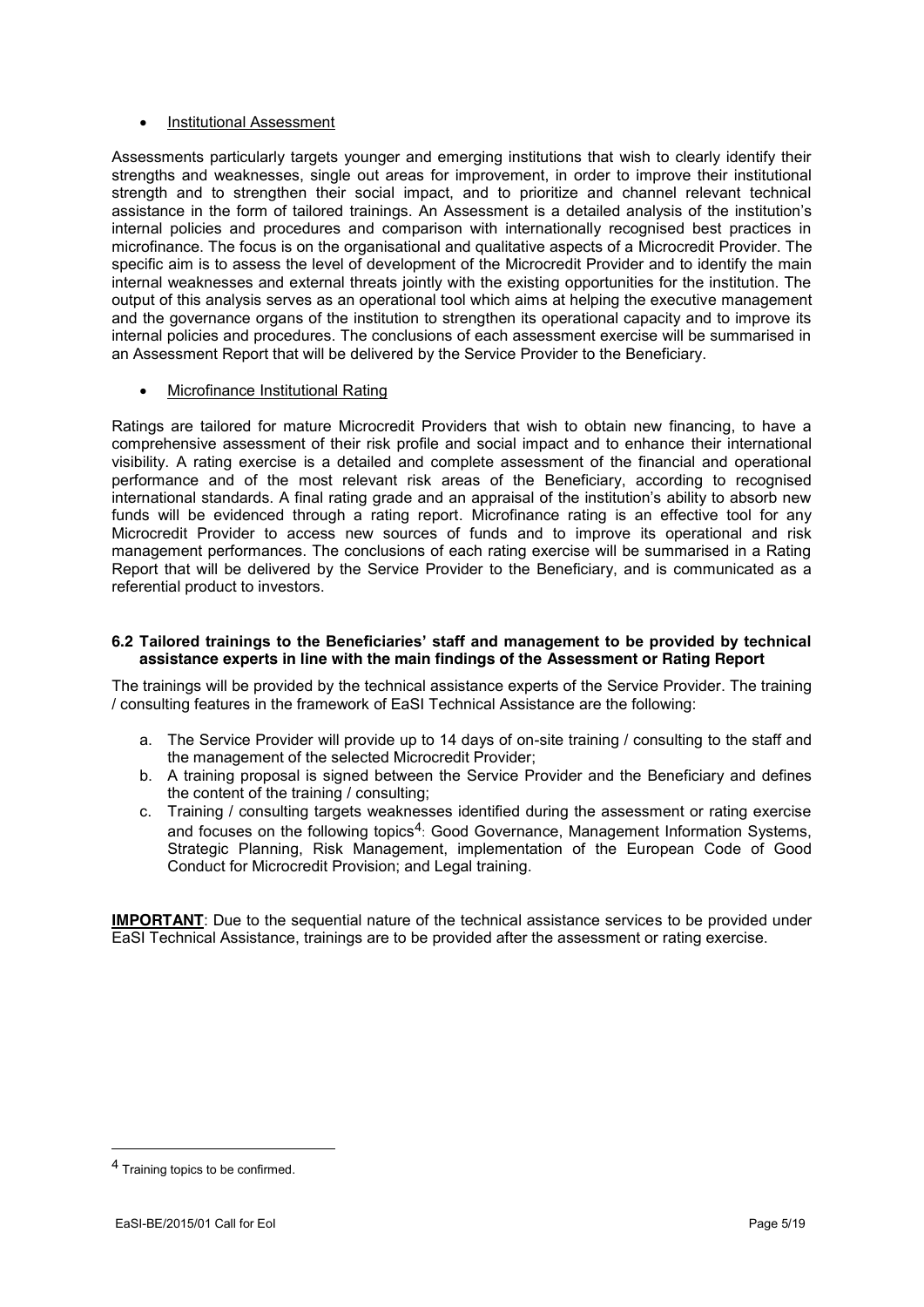- Institutional Assessment

Assessments particularly targets younger and emerging institutions that wish to clearly identify their strengths and weaknesses, single out areas for improvement, in order to improve their institutional strength and to strengthen their social impact, and to prioritize and channel relevant technical assistance in the form of tailored trainings. An Assessment is a detailed analysis of the institution's internal policies and procedures and comparison with internationally recognised best practices in microfinance. The focus is on the organisational and qualitative aspects of a Microcredit Provider. The specific aim is to assess the level of development of the Microcredit Provider and to identify the main internal weaknesses and external threats jointly with the existing opportunities for the institution. The output of this analysis serves as an operational tool which aims at helping the executive management and the governance organs of the institution to strengthen its operational capacity and to improve its internal policies and procedures. The conclusions of each assessment exercise will be summarised in an Assessment Report that will be delivered by the Service Provider to the Beneficiary.

- Microfinance Institutional Rating

Ratings are tailored for mature Microcredit Providers that wish to obtain new financing, to have a comprehensive assessment of their risk profile and social impact and to enhance their international visibility. A rating exercise is a detailed and complete assessment of the financial and operational performance and of the most relevant risk areas of the Beneficiary, according to recognised international standards. A final rating grade and an appraisal of the institution's ability to absorb new funds will be evidenced through a rating report. Microfinance rating is an effective tool for any Microcredit Provider to access new sources of funds and to improve its operational and risk management performances. The conclusions of each rating exercise will be summarised in a Rating Report that will be delivered by the Service Provider to the Beneficiary, and is communicated as a referential product to investors.

### 6.2 Tailored trainings to the Beneficiaries' staff and management to be provided by technical assistance experts in line with the main findings of the Assessment or Rating Report

The trainings will be provided by the technical assistance experts of the Service Provider. The training / consulting features in the framework of EaSI Technical Assistance are the following:

a. The Service Provider will provide up to 14 days of on-site training / consulting to the staff and the management of the selected Microcredit Provider;
b. A training proposal is signed between the Service Provider and the Beneficiary and defines the content of the training / consulting;
c. Training / consulting targets weaknesses identified during the assessment or rating exercise and focuses on the following topics[4]: Good Governance, Management Information Systems, Strategic Planning, Risk Management, implementation of the European Code of Good Conduct for Microcredit Provision; and Legal training.

**IMPORTANT**: Due to the sequential nature of the technical assistance services to be provided under EaSI Technical Assistance, trainings are to be provided after the assessment or rating exercise.

[4] Training topics to be confirmed.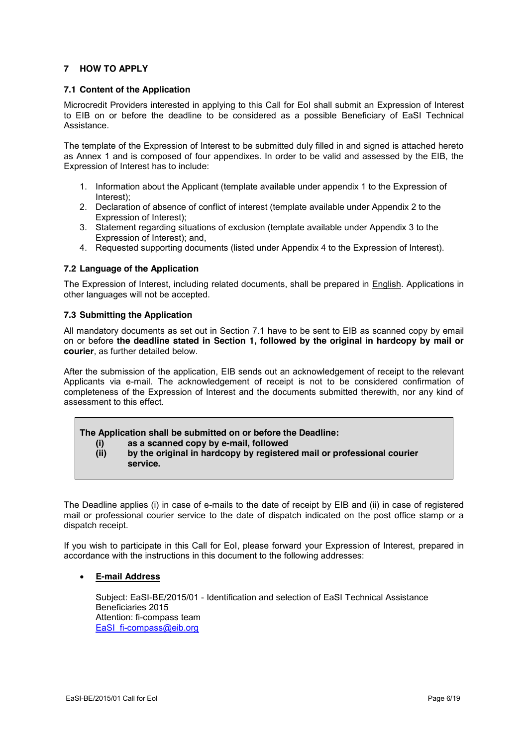## 7 HOW TO APPLY

### 7.1 Content of the Application

Microcredit Providers interested in applying to this Call for EoI shall submit an Expression of Interest to EIB on or before the deadline to be considered as a possible Beneficiary of EaSI Technical Assistance.

The template of the Expression of Interest to be submitted duly filled in and signed is attached hereto as Annex 1 and is composed of four appendixes. In order to be valid and assessed by the EIB, the Expression of Interest has to include:

1. Information about the Applicant (template available under appendix 1 to the Expression of Interest);
2. Declaration of absence of conflict of interest (template available under Appendix 2 to the Expression of Interest);
3. Statement regarding situations of exclusion (template available under Appendix 3 to the Expression of Interest); and,
4. Requested supporting documents (listed under Appendix 4 to the Expression of Interest).

### 7.2 Language of the Application

The Expression of Interest, including related documents, shall be prepared in English. Applications in other languages will not be accepted.

### 7.3 Submitting the Application

All mandatory documents as set out in Section 7.1 have to be sent to EIB as scanned copy by email on or before **the deadline stated in Section 1, followed by the original in hardcopy by mail or courier**, as further detailed below.

After the submission of the application, EIB sends out an acknowledgement of receipt to the relevant Applicants via e-mail. The acknowledgement of receipt is not to be considered confirmation of completeness of the Expression of Interest and the documents submitted therewith, nor any kind of assessment to this effect.

> **The Application shall be submitted on or before the Deadline:**
> **(i) as a scanned copy by e-mail, followed**
> **(ii) by the original in hardcopy by registered mail or professional courier service.**

The Deadline applies (i) in case of e-mails to the date of receipt by EIB and (ii) in case of registered mail or professional courier service to the date of dispatch indicated on the post office stamp or a dispatch receipt.

If you wish to participate in this Call for EoI, please forward your Expression of Interest, prepared in accordance with the instructions in this document to the following addresses:

- **E-mail Address**

  Subject: EaSI-BE/2015/01 - Identification and selection of EaSI Technical Assistance Beneficiaries 2015
  Attention: fi-compass team
  EaSI_fi-compass@eib.org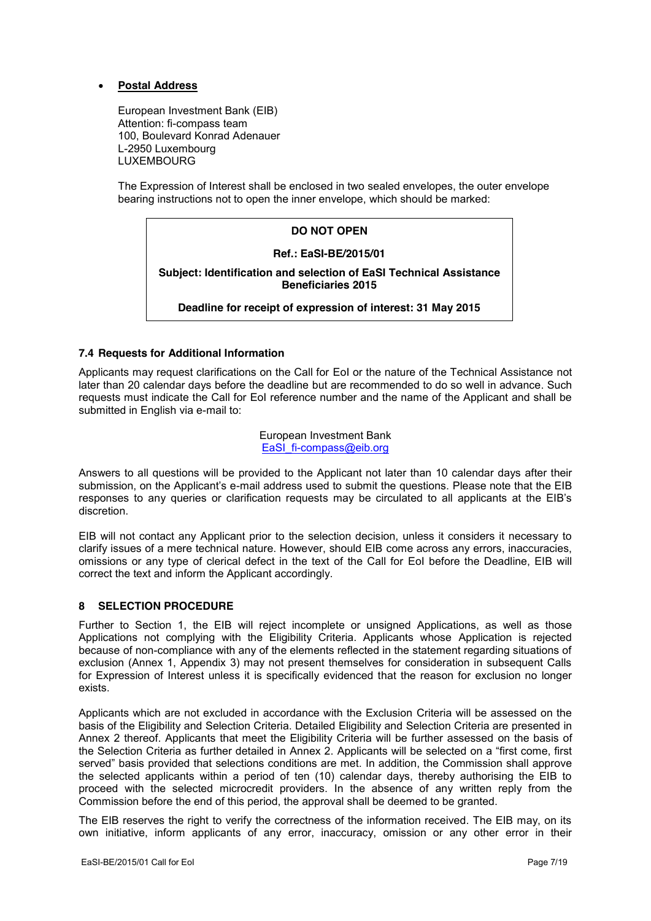- **Postal Address**

  European Investment Bank (EIB)
  Attention: fi-compass team
  100, Boulevard Konrad Adenauer
  L-2950 Luxembourg
  LUXEMBOURG

  The Expression of Interest shall be enclosed in two sealed envelopes, the outer envelope bearing instructions not to open the inner envelope, which should be marked:

| **DO NOT OPEN** |
|---|
| **Ref.: EaSI-BE/2015/01** |
| **Subject: Identification and selection of EaSI Technical Assistance Beneficiaries 2015** |
| **Deadline for receipt of expression of interest: 31 May 2015** |

### 7.4 Requests for Additional Information

Applicants may request clarifications on the Call for EoI or the nature of the Technical Assistance not later than 20 calendar days before the deadline but are recommended to do so well in advance. Such requests must indicate the Call for EoI reference number and the name of the Applicant and shall be submitted in English via e-mail to:

European Investment Bank
EaSI_fi-compass@eib.org

Answers to all questions will be provided to the Applicant not later than 10 calendar days after their submission, on the Applicant's e-mail address used to submit the questions. Please note that the EIB responses to any queries or clarification requests may be circulated to all applicants at the EIB's discretion.

EIB will not contact any Applicant prior to the selection decision, unless it considers it necessary to clarify issues of a mere technical nature. However, should EIB come across any errors, inaccuracies, omissions or any type of clerical defect in the text of the Call for EoI before the Deadline, EIB will correct the text and inform the Applicant accordingly.

## 8 SELECTION PROCEDURE

Further to Section 1, the EIB will reject incomplete or unsigned Applications, as well as those Applications not complying with the Eligibility Criteria. Applicants whose Application is rejected because of non-compliance with any of the elements reflected in the statement regarding situations of exclusion (Annex 1, Appendix 3) may not present themselves for consideration in subsequent Calls for Expression of Interest unless it is specifically evidenced that the reason for exclusion no longer exists.

Applicants which are not excluded in accordance with the Exclusion Criteria will be assessed on the basis of the Eligibility and Selection Criteria. Detailed Eligibility and Selection Criteria are presented in Annex 2 thereof. Applicants that meet the Eligibility Criteria will be further assessed on the basis of the Selection Criteria as further detailed in Annex 2. Applicants will be selected on a "first come, first served" basis provided that selections conditions are met. In addition, the Commission shall approve the selected applicants within a period of ten (10) calendar days, thereby authorising the EIB to proceed with the selected microcredit providers. In the absence of any written reply from the Commission before the end of this period, the approval shall be deemed to be granted.

The EIB reserves the right to verify the correctness of the information received. The EIB may, on its own initiative, inform applicants of any error, inaccuracy, omission or any other error in their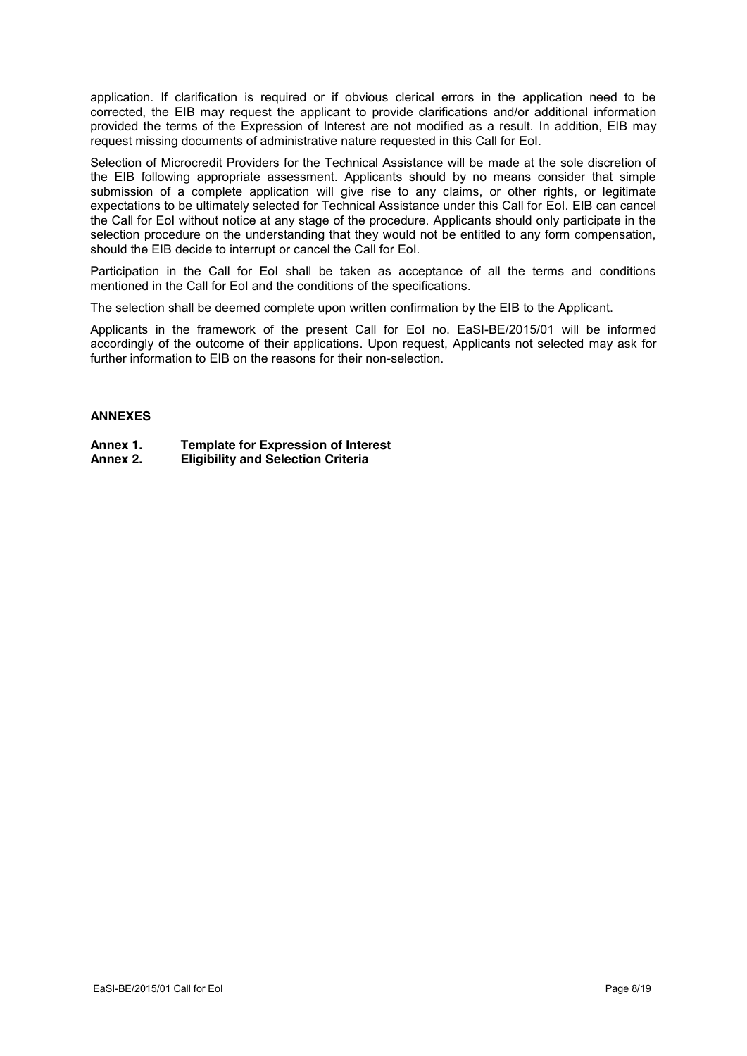application. If clarification is required or if obvious clerical errors in the application need to be corrected, the EIB may request the applicant to provide clarifications and/or additional information provided the terms of the Expression of Interest are not modified as a result. In addition, EIB may request missing documents of administrative nature requested in this Call for EoI.

Selection of Microcredit Providers for the Technical Assistance will be made at the sole discretion of the EIB following appropriate assessment. Applicants should by no means consider that simple submission of a complete application will give rise to any claims, or other rights, or legitimate expectations to be ultimately selected for Technical Assistance under this Call for EoI. EIB can cancel the Call for EoI without notice at any stage of the procedure. Applicants should only participate in the selection procedure on the understanding that they would not be entitled to any form compensation, should the EIB decide to interrupt or cancel the Call for EoI.

Participation in the Call for EoI shall be taken as acceptance of all the terms and conditions mentioned in the Call for EoI and the conditions of the specifications.

The selection shall be deemed complete upon written confirmation by the EIB to the Applicant.

Applicants in the framework of the present Call for EoI no. EaSI-BE/2015/01 will be informed accordingly of the outcome of their applications. Upon request, Applicants not selected may ask for further information to EIB on the reasons for their non-selection.

**ANNEXES**

**Annex 1. Template for Expression of Interest**
**Annex 2. Eligibility and Selection Criteria**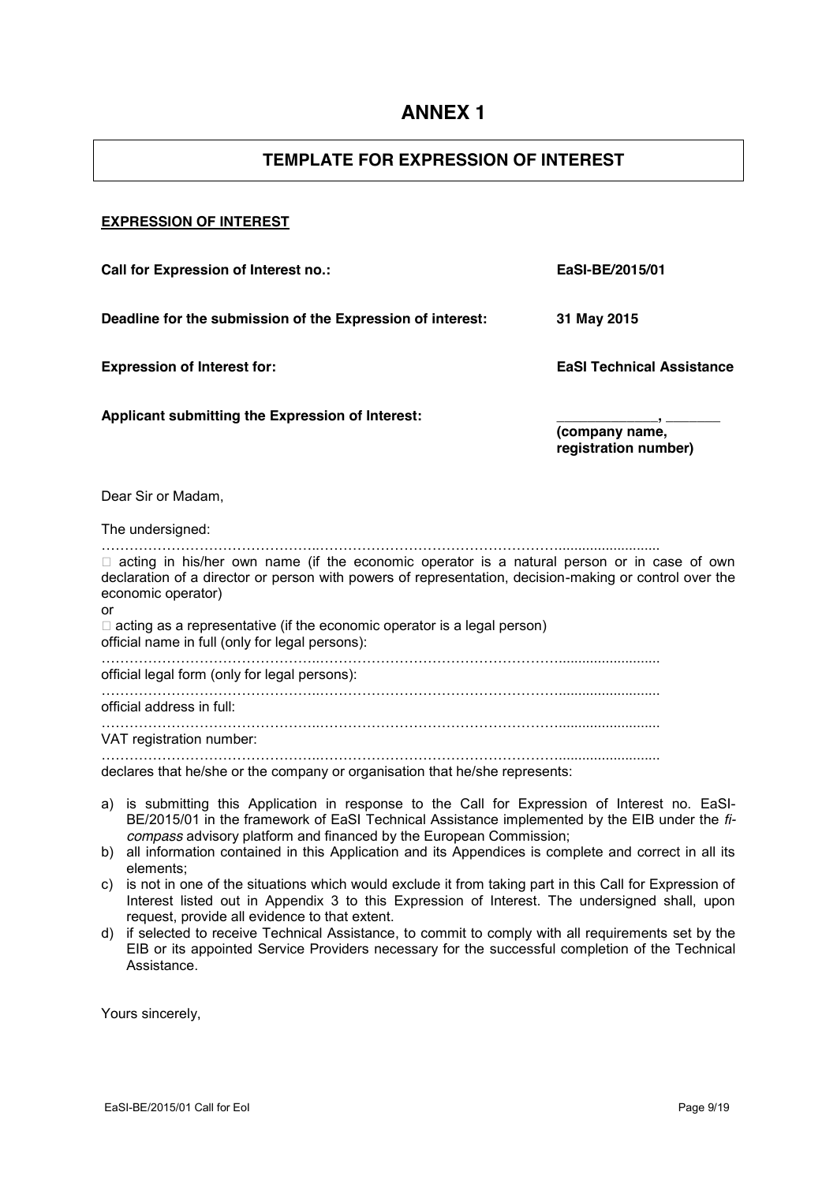# ANNEX 1

## TEMPLATE FOR EXPRESSION OF INTEREST

**EXPRESSION OF INTEREST**

| | |
|---|---|
| **Call for Expression of Interest no.:** | **EaSI-BE/2015/01** |
| **Deadline for the submission of the Expression of interest:** | **31 May 2015** |
| **Expression of Interest for:** | **EaSI Technical Assistance** |
| **Applicant submitting the Expression of Interest:** | _____________, _______ **(company name, registration number)** |

Dear Sir or Madam,

The undersigned:

……………………………………..…………………………………………….........................

□ acting in his/her own name (if the economic operator is a natural person or in case of own declaration of a director or person with powers of representation, decision-making or control over the economic operator)

or

□ acting as a representative (if the economic operator is a legal person)

official name in full (only for legal persons):

……………………………………..…………………………………………….........................

official legal form (only for legal persons):

……………………………………..…………………………………………….........................

official address in full:

……………………………………..…………………………………………….........................

VAT registration number:

……………………………………..…………………………………………….........................

declares that he/she or the company or organisation that he/she represents:

a) is submitting this Application in response to the Call for Expression of Interest no. EaSI-BE/2015/01 in the framework of EaSI Technical Assistance implemented by the EIB under the *fi-compass* advisory platform and financed by the European Commission;
b) all information contained in this Application and its Appendices is complete and correct in all its elements;
c) is not in one of the situations which would exclude it from taking part in this Call for Expression of Interest listed out in Appendix 3 to this Expression of Interest. The undersigned shall, upon request, provide all evidence to that extent.
d) if selected to receive Technical Assistance, to commit to comply with all requirements set by the EIB or its appointed Service Providers necessary for the successful completion of the Technical Assistance.

Yours sincerely,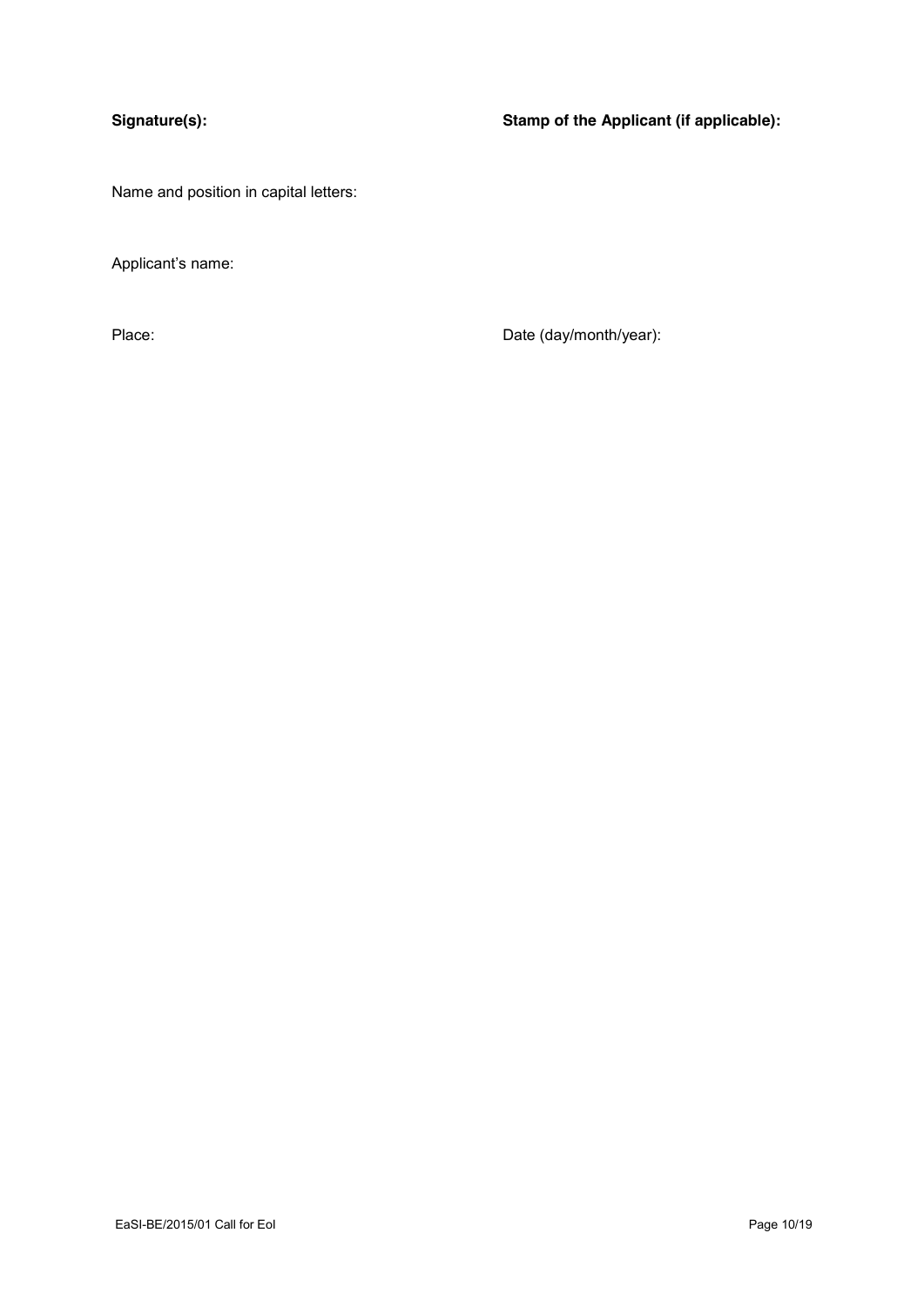**Signature(s):**

**Stamp of the Applicant (if applicable):**

Name and position in capital letters:

Applicant's name:

Place:

Date (day/month/year):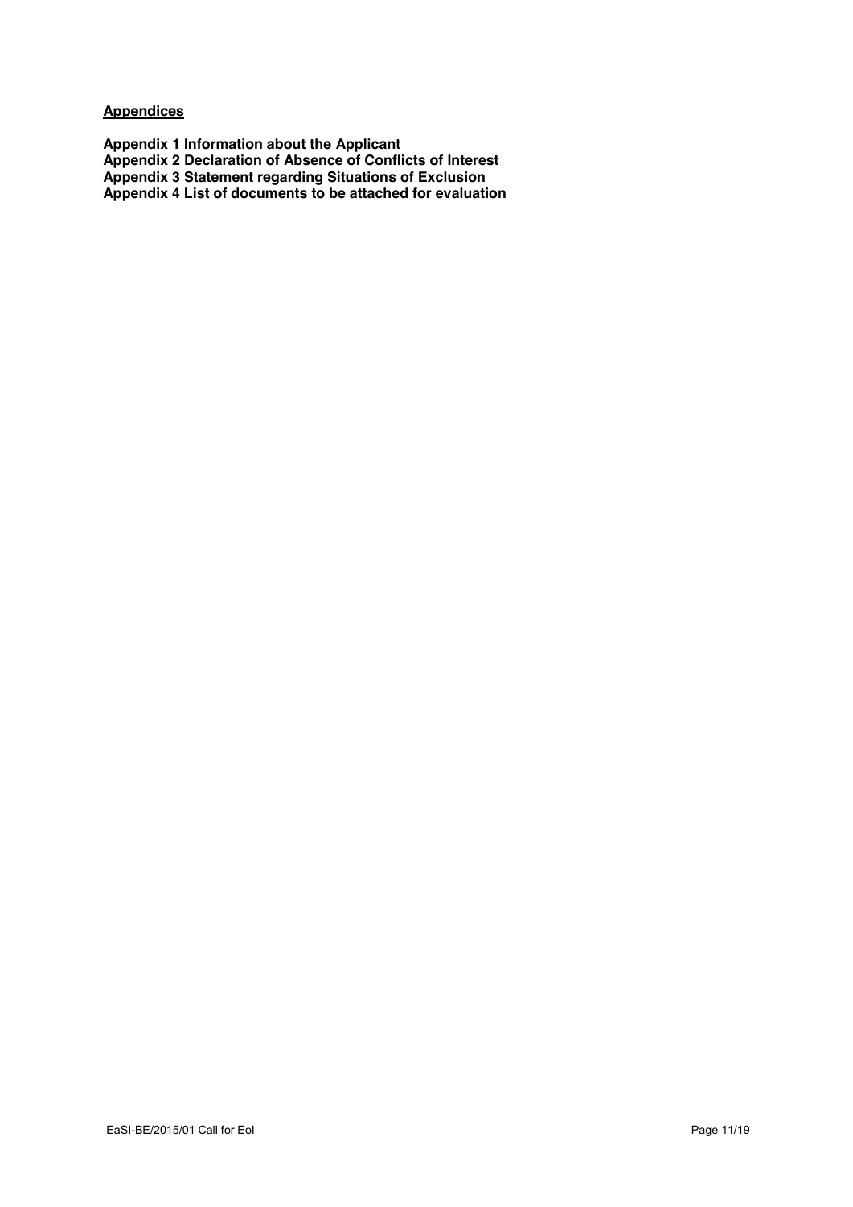**Appendices**

**Appendix 1 Information about the Applicant**
**Appendix 2 Declaration of Absence of Conflicts of Interest**
**Appendix 3 Statement regarding Situations of Exclusion**
**Appendix 4 List of documents to be attached for evaluation**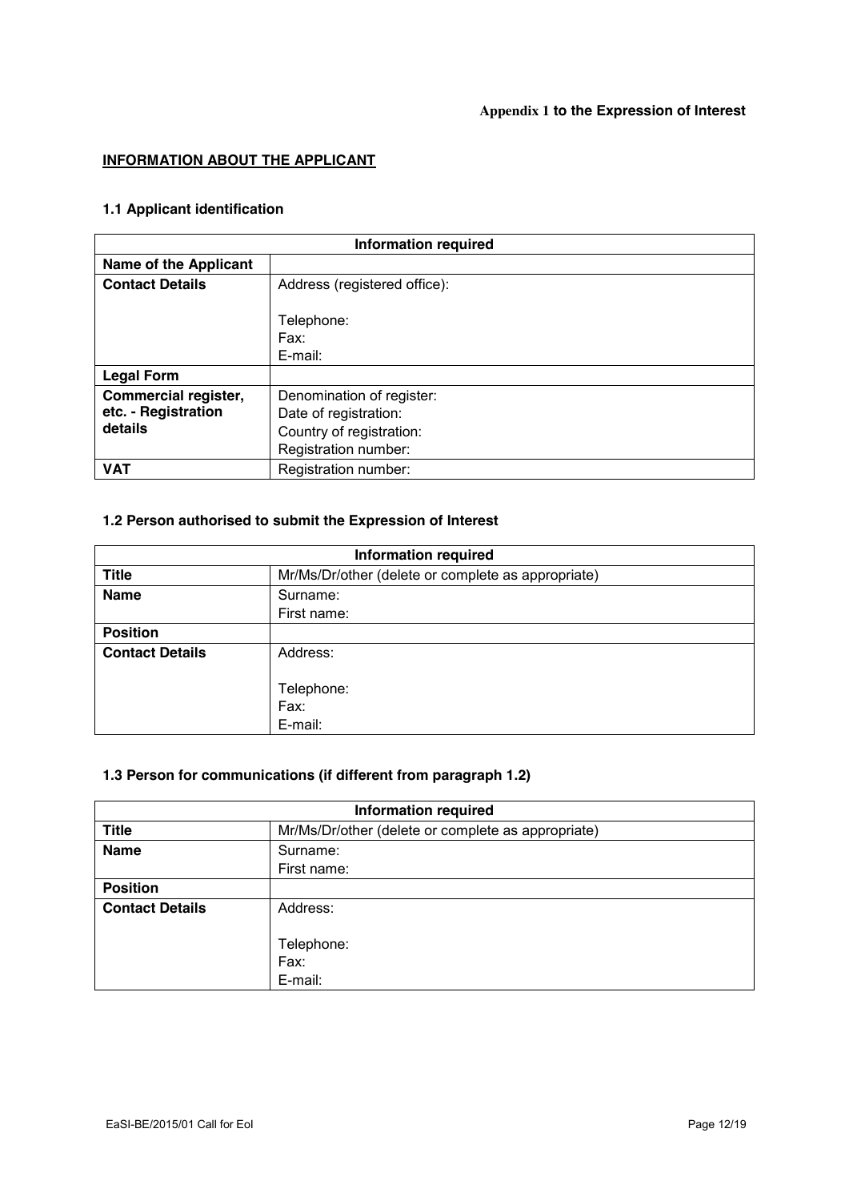**Appendix 1 to the Expression of Interest**

## INFORMATION ABOUT THE APPLICANT

### 1.1 Applicant identification

| Information required | |
|---|---|
| **Name of the Applicant** | |
| **Contact Details** | Address (registered office):<br><br>Telephone:<br>Fax:<br>E-mail: |
| **Legal Form** | |
| **Commercial register, etc. - Registration details** | Denomination of register:<br>Date of registration:<br>Country of registration:<br>Registration number: |
| **VAT** | Registration number: |

### 1.2 Person authorised to submit the Expression of Interest

| Information required | |
|---|---|
| **Title** | Mr/Ms/Dr/other (delete or complete as appropriate) |
| **Name** | Surname:<br>First name: |
| **Position** | |
| **Contact Details** | Address:<br><br>Telephone:<br>Fax:<br>E-mail: |

### 1.3 Person for communications (if different from paragraph 1.2)

| Information required | |
|---|---|
| **Title** | Mr/Ms/Dr/other (delete or complete as appropriate) |
| **Name** | Surname:<br>First name: |
| **Position** | |
| **Contact Details** | Address:<br><br>Telephone:<br>Fax:<br>E-mail: |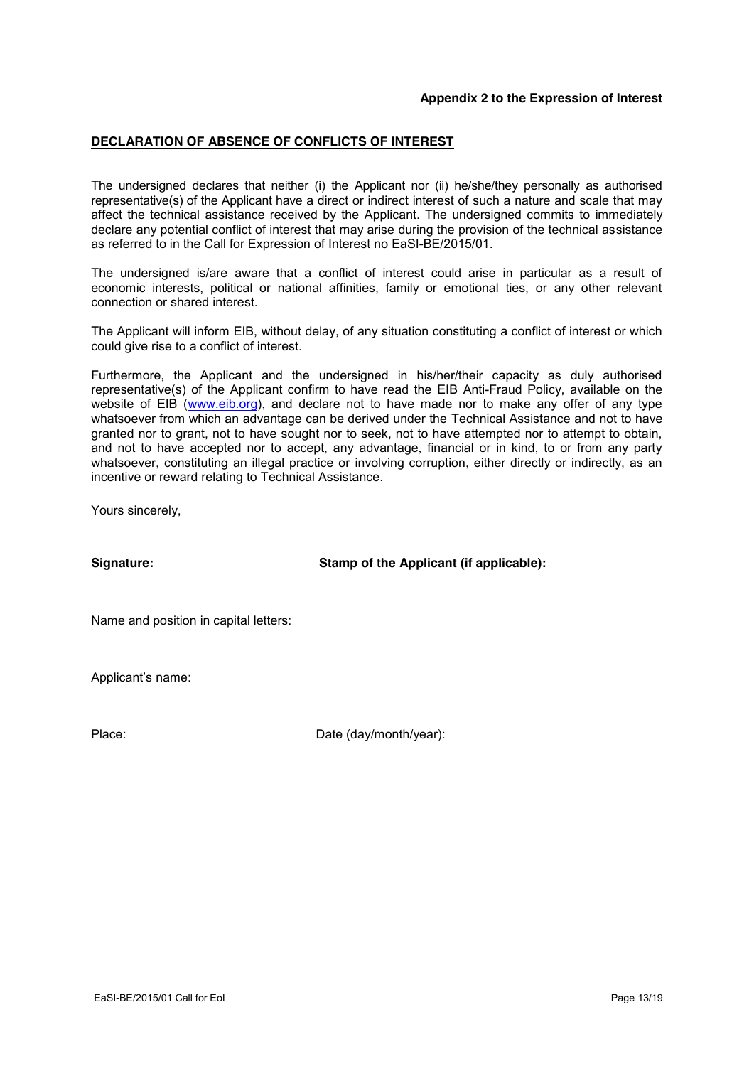**Appendix 2 to the Expression of Interest**

## DECLARATION OF ABSENCE OF CONFLICTS OF INTEREST

The undersigned declares that neither (i) the Applicant nor (ii) he/she/they personally as authorised representative(s) of the Applicant have a direct or indirect interest of such a nature and scale that may affect the technical assistance received by the Applicant. The undersigned commits to immediately declare any potential conflict of interest that may arise during the provision of the technical assistance as referred to in the Call for Expression of Interest no EaSI-BE/2015/01.

The undersigned is/are aware that a conflict of interest could arise in particular as a result of economic interests, political or national affinities, family or emotional ties, or any other relevant connection or shared interest.

The Applicant will inform EIB, without delay, of any situation constituting a conflict of interest or which could give rise to a conflict of interest.

Furthermore, the Applicant and the undersigned in his/her/their capacity as duly authorised representative(s) of the Applicant confirm to have read the EIB Anti-Fraud Policy, available on the website of EIB (www.eib.org), and declare not to have made nor to make any offer of any type whatsoever from which an advantage can be derived under the Technical Assistance and not to have granted nor to grant, not to have sought nor to seek, not to have attempted nor to attempt to obtain, and not to have accepted nor to accept, any advantage, financial or in kind, to or from any party whatsoever, constituting an illegal practice or involving corruption, either directly or indirectly, as an incentive or reward relating to Technical Assistance.

Yours sincerely,

**Signature:** **Stamp of the Applicant (if applicable):**

Name and position in capital letters:

Applicant's name:

Place: Date (day/month/year):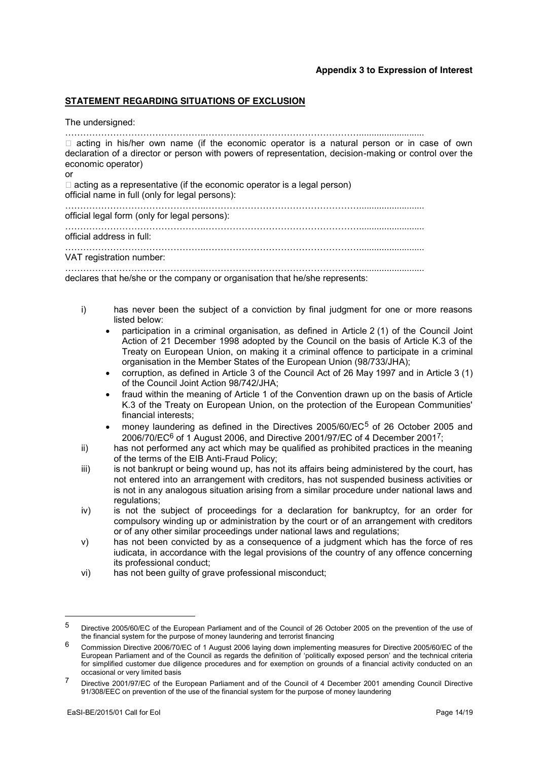**Appendix 3 to Expression of Interest**

**STATEMENT REGARDING SITUATIONS OF EXCLUSION**

The undersigned:

……………………………………..……………………………………………..........................

□ acting in his/her own name (if the economic operator is a natural person or in case of own declaration of a director or person with powers of representation, decision-making or control over the economic operator)

or

□ acting as a representative (if the economic operator is a legal person)

official name in full (only for legal persons):

……………………………………..……………………………………………..........................

official legal form (only for legal persons):

……………………………………..……………………………………………..........................

official address in full:

……………………………………..……………………………………………..........................

VAT registration number:

……………………………………..……………………………………………..........................

declares that he/she or the company or organisation that he/she represents:

i) has never been the subject of a conviction by final judgment for one or more reasons listed below:
   - participation in a criminal organisation, as defined in Article 2 (1) of the Council Joint Action of 21 December 1998 adopted by the Council on the basis of Article K.3 of the Treaty on European Union, on making it a criminal offence to participate in a criminal organisation in the Member States of the European Union (98/733/JHA);
   - corruption, as defined in Article 3 of the Council Act of 26 May 1997 and in Article 3 (1) of the Council Joint Action 98/742/JHA;
   - fraud within the meaning of Article 1 of the Convention drawn up on the basis of Article K.3 of the Treaty on European Union, on the protection of the European Communities' financial interests;
   - money laundering as defined in the Directives 2005/60/EC[5] of 26 October 2005 and 2006/70/EC[6] of 1 August 2006, and Directive 2001/97/EC of 4 December 2001[7];

ii) has not performed any act which may be qualified as prohibited practices in the meaning of the terms of the EIB Anti-Fraud Policy;

iii) is not bankrupt or being wound up, has not its affairs being administered by the court, has not entered into an arrangement with creditors, has not suspended business activities or is not in any analogous situation arising from a similar procedure under national laws and regulations;

iv) is not the subject of proceedings for a declaration for bankruptcy, for an order for compulsory winding up or administration by the court or of an arrangement with creditors or of any other similar proceedings under national laws and regulations;

v) has not been convicted by as a consequence of a judgment which has the force of res iudicata, in accordance with the legal provisions of the country of any offence concerning its professional conduct;

vi) has not been guilty of grave professional misconduct;

---

[5] Directive 2005/60/EC of the European Parliament and of the Council of 26 October 2005 on the prevention of the use of the financial system for the purpose of money laundering and terrorist financing

[6] Commission Directive 2006/70/EC of 1 August 2006 laying down implementing measures for Directive 2005/60/EC of the European Parliament and of the Council as regards the definition of 'politically exposed person' and the technical criteria for simplified customer due diligence procedures and for exemption on grounds of a financial activity conducted on an occasional or very limited basis

[7] Directive 2001/97/EC of the European Parliament and of the Council of 4 December 2001 amending Council Directive 91/308/EEC on prevention of the use of the financial system for the purpose of money laundering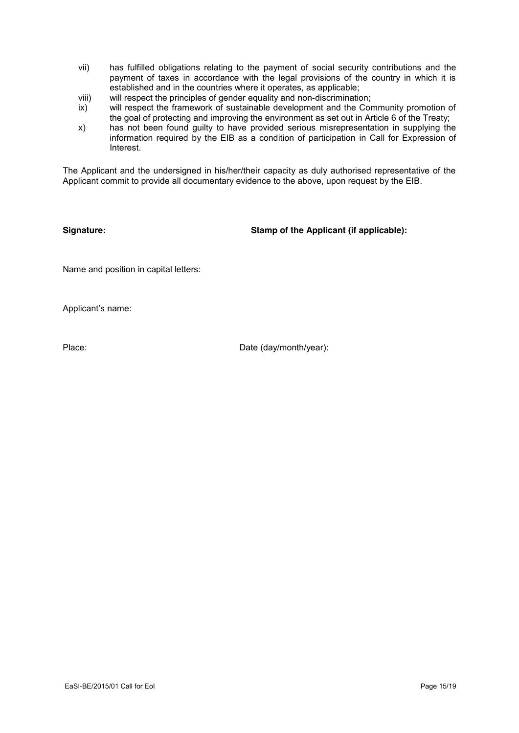vii) has fulfilled obligations relating to the payment of social security contributions and the payment of taxes in accordance with the legal provisions of the country in which it is established and in the countries where it operates, as applicable;

viii) will respect the principles of gender equality and non-discrimination;

ix) will respect the framework of sustainable development and the Community promotion of the goal of protecting and improving the environment as set out in Article 6 of the Treaty;

x) has not been found guilty to have provided serious misrepresentation in supplying the information required by the EIB as a condition of participation in Call for Expression of Interest.

The Applicant and the undersigned in his/her/their capacity as duly authorised representative of the Applicant commit to provide all documentary evidence to the above, upon request by the EIB.

**Signature:** **Stamp of the Applicant (if applicable):**

Name and position in capital letters:

Applicant's name:

Place: Date (day/month/year):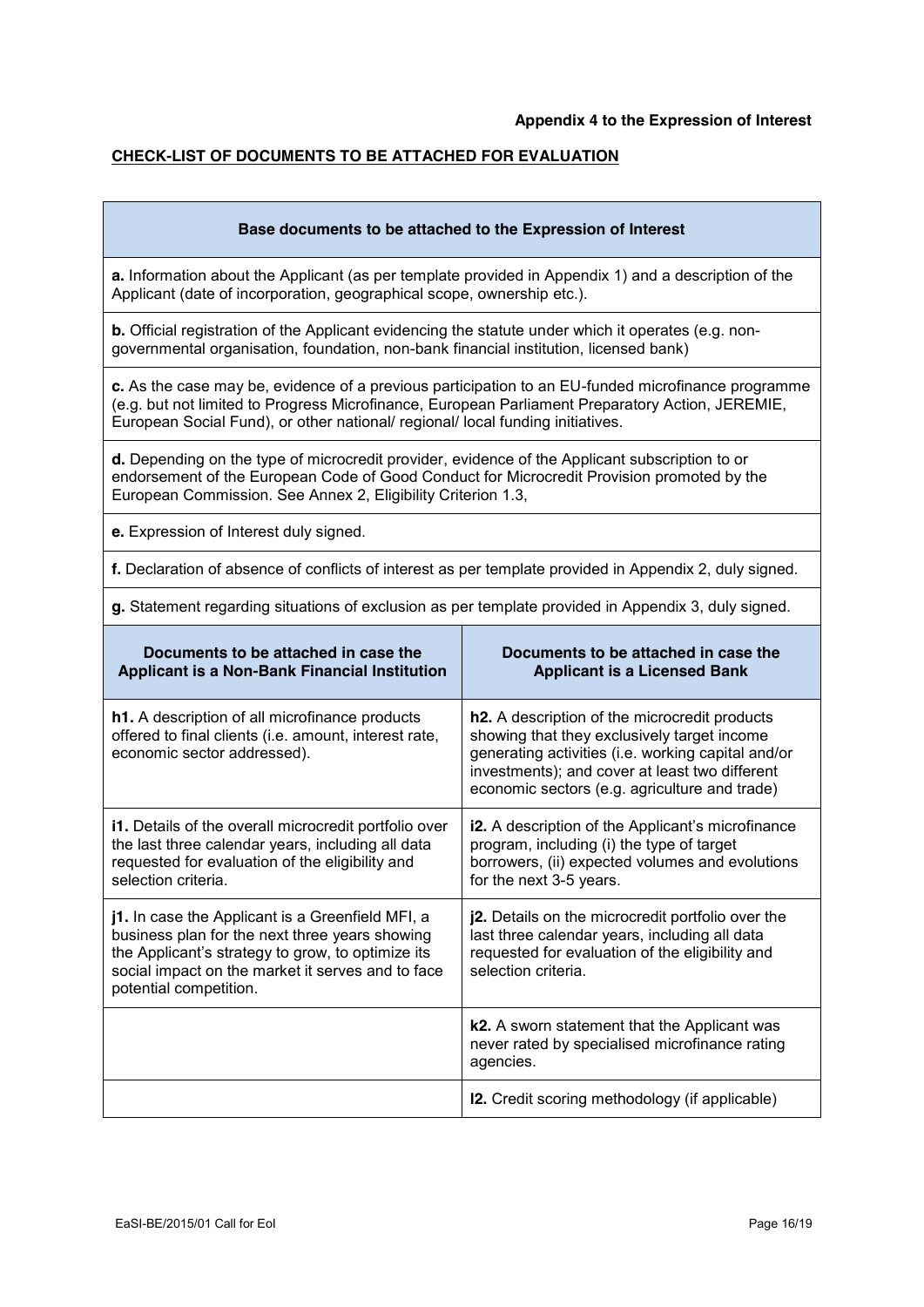**Appendix 4 to the Expression of Interest**

**CHECK-LIST OF DOCUMENTS TO BE ATTACHED FOR EVALUATION**

| **Base documents to be attached to the Expression of Interest** |
|---|
| **a.** Information about the Applicant (as per template provided in Appendix 1) and a description of the Applicant (date of incorporation, geographical scope, ownership etc.). |
| **b.** Official registration of the Applicant evidencing the statute under which it operates (e.g. non-governmental organisation, foundation, non-bank financial institution, licensed bank) |
| **c.** As the case may be, evidence of a previous participation to an EU-funded microfinance programme (e.g. but not limited to Progress Microfinance, European Parliament Preparatory Action, JEREMIE, European Social Fund), or other national/ regional/ local funding initiatives. |
| **d.** Depending on the type of microcredit provider, evidence of the Applicant subscription to or endorsement of the European Code of Good Conduct for Microcredit Provision promoted by the European Commission. See Annex 2, Eligibility Criterion 1.3, |
| **e.** Expression of Interest duly signed. |
| **f.** Declaration of absence of conflicts of interest as per template provided in Appendix 2, duly signed. |
| **g.** Statement regarding situations of exclusion as per template provided in Appendix 3, duly signed. |

| **Documents to be attached in case the Applicant is a Non-Bank Financial Institution** | **Documents to be attached in case the Applicant is a Licensed Bank** |
|---|---|
| **h1.** A description of all microfinance products offered to final clients (i.e. amount, interest rate, economic sector addressed). | **h2.** A description of the microcredit products showing that they exclusively target income generating activities (i.e. working capital and/or investments); and cover at least two different economic sectors (e.g. agriculture and trade) |
| **i1.** Details of the overall microcredit portfolio over the last three calendar years, including all data requested for evaluation of the eligibility and selection criteria. | **i2.** A description of the Applicant's microfinance program, including (i) the type of target borrowers, (ii) expected volumes and evolutions for the next 3-5 years. |
| **j1.** In case the Applicant is a Greenfield MFI, a business plan for the next three years showing the Applicant's strategy to grow, to optimize its social impact on the market it serves and to face potential competition. | **j2.** Details on the microcredit portfolio over the last three calendar years, including all data requested for evaluation of the eligibility and selection criteria. |
| | **k2.** A sworn statement that the Applicant was never rated by specialised microfinance rating agencies. |
| | **l2.** Credit scoring methodology (if applicable) |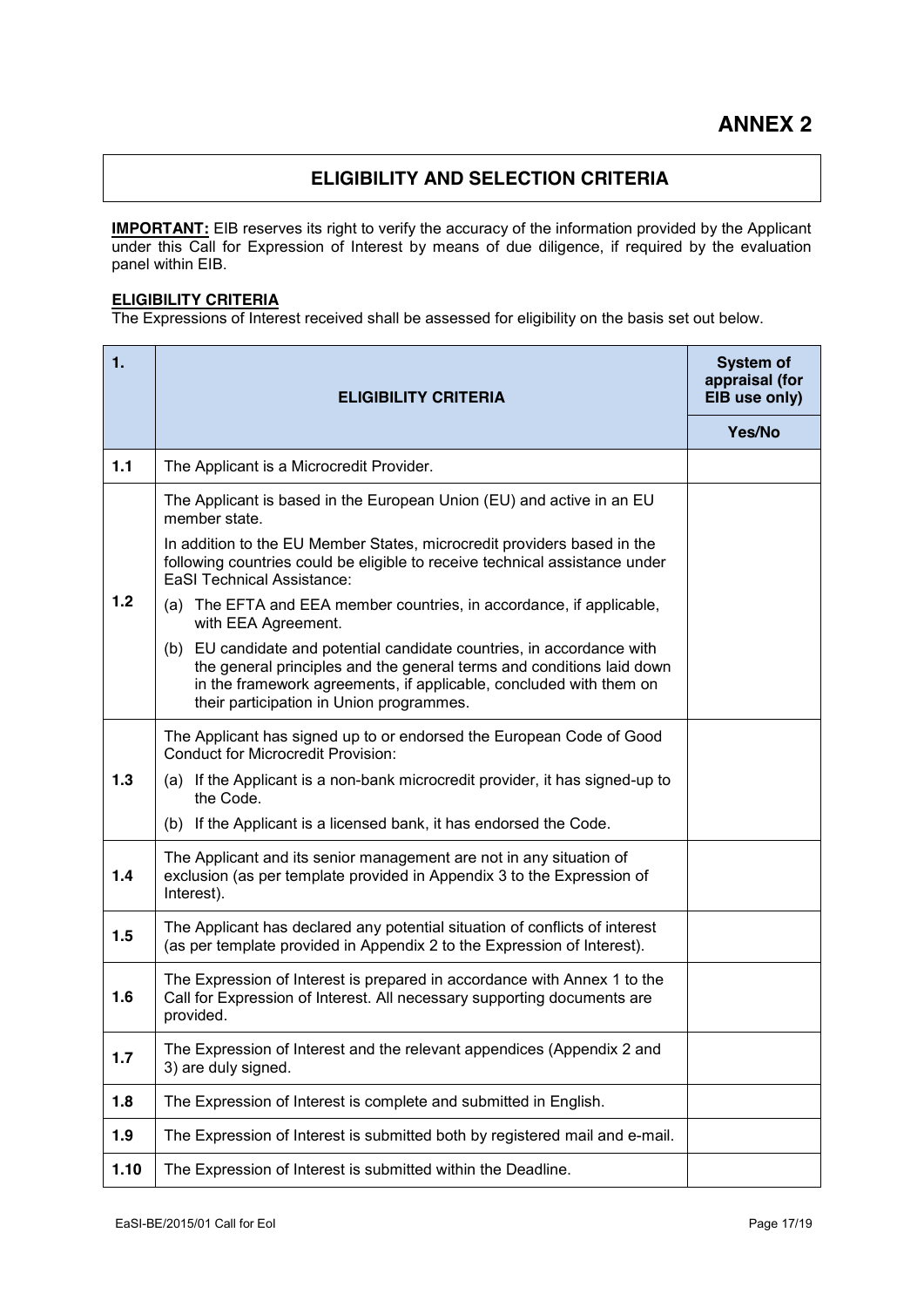# ANNEX 2

## ELIGIBILITY AND SELECTION CRITERIA

**IMPORTANT:** EIB reserves its right to verify the accuracy of the information provided by the Applicant under this Call for Expression of Interest by means of due diligence, if required by the evaluation panel within EIB.

**ELIGIBILITY CRITERIA**

The Expressions of Interest received shall be assessed for eligibility on the basis set out below.

| 1. | ELIGIBILITY CRITERIA | System of appraisal (for EIB use only) |
|---|---|---|
| | | Yes/No |
| 1.1 | The Applicant is a Microcredit Provider. | |
| 1.2 | The Applicant is based in the European Union (EU) and active in an EU member state.<br>In addition to the EU Member States, microcredit providers based in the following countries could be eligible to receive technical assistance under EaSI Technical Assistance:<br>(a) The EFTA and EEA member countries, in accordance, if applicable, with EEA Agreement.<br>(b) EU candidate and potential candidate countries, in accordance with the general principles and the general terms and conditions laid down in the framework agreements, if applicable, concluded with them on their participation in Union programmes. | |
| 1.3 | The Applicant has signed up to or endorsed the European Code of Good Conduct for Microcredit Provision:<br>(a) If the Applicant is a non-bank microcredit provider, it has signed-up to the Code.<br>(b) If the Applicant is a licensed bank, it has endorsed the Code. | |
| 1.4 | The Applicant and its senior management are not in any situation of exclusion (as per template provided in Appendix 3 to the Expression of Interest). | |
| 1.5 | The Applicant has declared any potential situation of conflicts of interest (as per template provided in Appendix 2 to the Expression of Interest). | |
| 1.6 | The Expression of Interest is prepared in accordance with Annex 1 to the Call for Expression of Interest. All necessary supporting documents are provided. | |
| 1.7 | The Expression of Interest and the relevant appendices (Appendix 2 and 3) are duly signed. | |
| 1.8 | The Expression of Interest is complete and submitted in English. | |
| 1.9 | The Expression of Interest is submitted both by registered mail and e-mail. | |
| 1.10 | The Expression of Interest is submitted within the Deadline. | |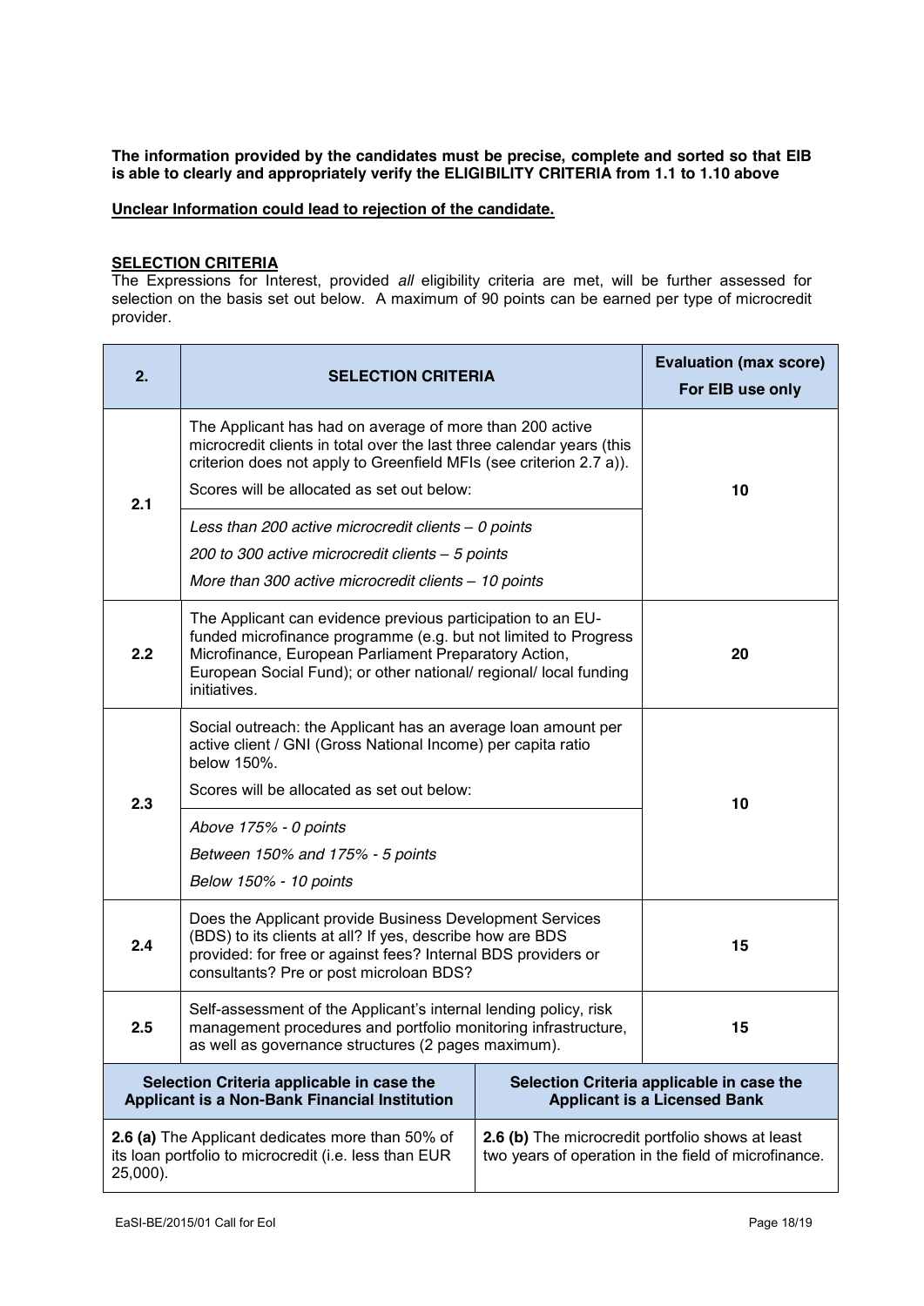**The information provided by the candidates must be precise, complete and sorted so that EIB is able to clearly and appropriately verify the ELIGIBILITY CRITERIA from 1.1 to 1.10 above**

**Unclear Information could lead to rejection of the candidate.**

**SELECTION CRITERIA**

The Expressions for Interest, provided *all* eligibility criteria are met, will be further assessed for selection on the basis set out below. A maximum of 90 points can be earned per type of microcredit provider.

| 2. | SELECTION CRITERIA | Evaluation (max score) For EIB use only |
|---|---|---|
| 2.1 | The Applicant has had on average of more than 200 active microcredit clients in total over the last three calendar years (this criterion does not apply to Greenfield MFIs (see criterion 2.7 a)).<br>Scores will be allocated as set out below:<br>*Less than 200 active microcredit clients – 0 points*<br>*200 to 300 active microcredit clients – 5 points*<br>*More than 300 active microcredit clients – 10 points* | 10 |
| 2.2 | The Applicant can evidence previous participation to an EU-funded microfinance programme (e.g. but not limited to Progress Microfinance, European Parliament Preparatory Action, European Social Fund); or other national/ regional/ local funding initiatives. | 20 |
| 2.3 | Social outreach: the Applicant has an average loan amount per active client / GNI (Gross National Income) per capita ratio below 150%.<br>Scores will be allocated as set out below:<br>*Above 175% - 0 points*<br>*Between 150% and 175% - 5 points*<br>*Below 150% - 10 points* | 10 |
| 2.4 | Does the Applicant provide Business Development Services (BDS) to its clients at all? If yes, describe how are BDS provided: for free or against fees? Internal BDS providers or consultants? Pre or post microloan BDS? | 15 |
| 2.5 | Self-assessment of the Applicant's internal lending policy, risk management procedures and portfolio monitoring infrastructure, as well as governance structures (2 pages maximum). | 15 |

| Selection Criteria applicable in case the Applicant is a Non-Bank Financial Institution | Selection Criteria applicable in case the Applicant is a Licensed Bank |
|---|---|
| **2.6 (a)** The Applicant dedicates more than 50% of its loan portfolio to microcredit (i.e. less than EUR 25,000). | **2.6 (b)** The microcredit portfolio shows at least two years of operation in the field of microfinance. |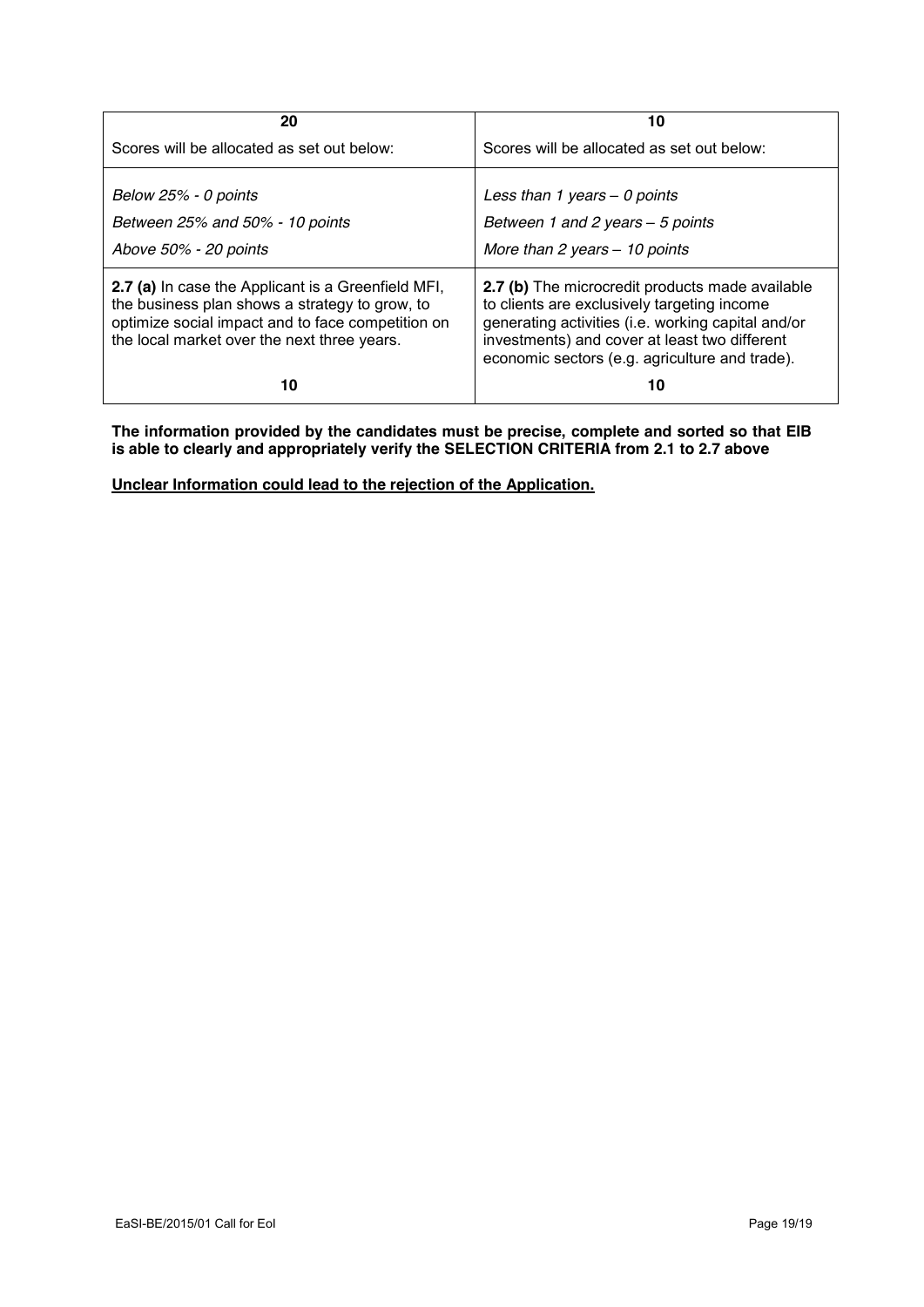| | |
|---|---|
| **20** | **10** |
| Scores will be allocated as set out below: | Scores will be allocated as set out below: |
| *Below 25% - 0 points*<br>*Between 25% and 50% - 10 points*<br>*Above 50% - 20 points* | *Less than 1 years – 0 points*<br>*Between 1 and 2 years – 5 points*<br>*More than 2 years – 10 points* |
| **2.7 (a)** In case the Applicant is a Greenfield MFI, the business plan shows a strategy to grow, to optimize social impact and to face competition on the local market over the next three years.<br><br>**10** | **2.7 (b)** The microcredit products made available to clients are exclusively targeting income generating activities (i.e. working capital and/or investments) and cover at least two different economic sectors (e.g. agriculture and trade).<br><br>**10** |

**The information provided by the candidates must be precise, complete and sorted so that EIB is able to clearly and appropriately verify the SELECTION CRITERIA from 2.1 to 2.7 above**

**<u>Unclear Information could lead to the rejection of the Application.</u>**